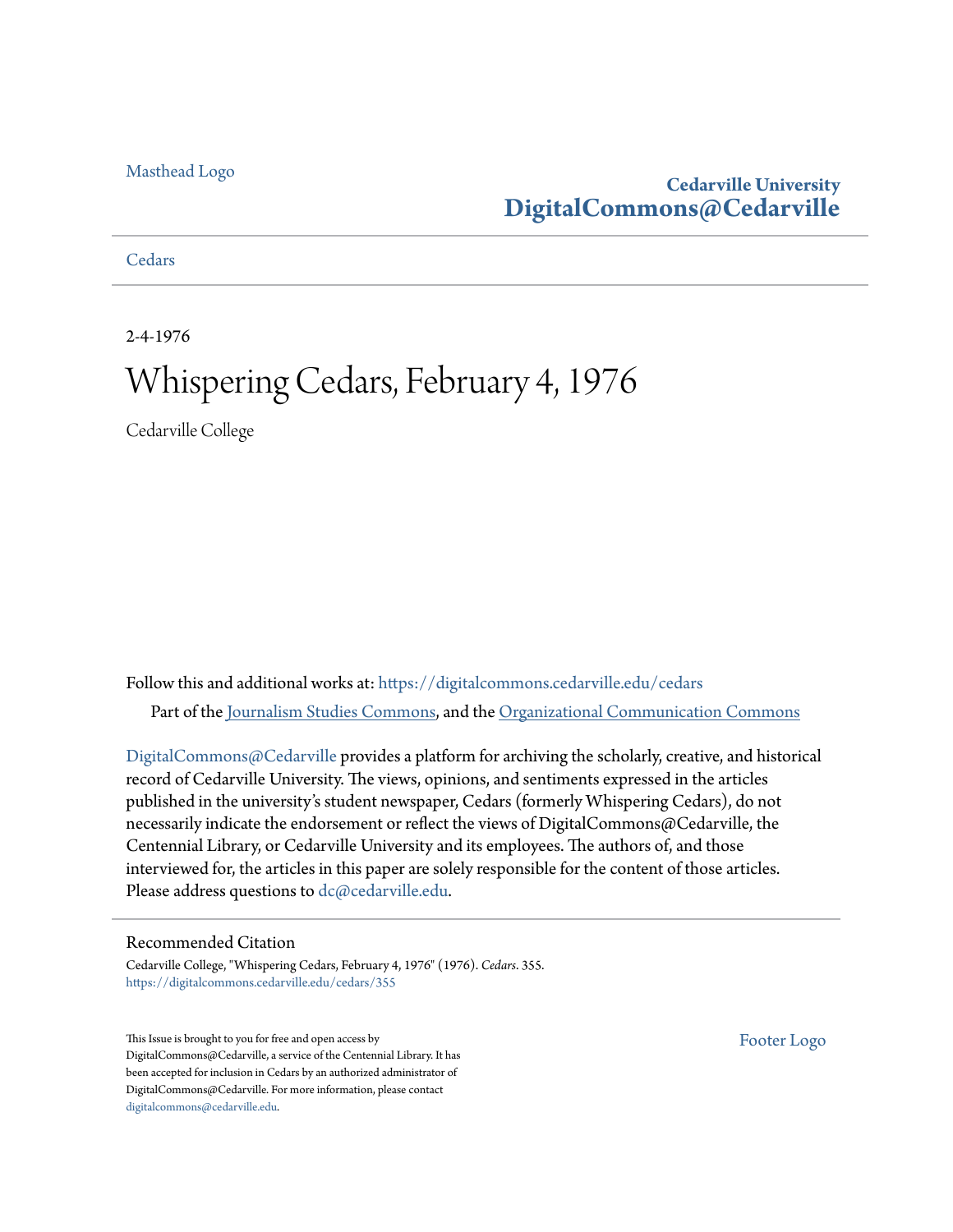Masthead Logo

**Cedarville University**
**DigitalCommons@Cedarville**

Cedars

2-4-1976

# Whispering Cedars, February 4, 1976

Cedarville College

Follow this and additional works at: https://digitalcommons.cedarville.edu/cedars

Part of the Journalism Studies Commons, and the Organizational Communication Commons

DigitalCommons@Cedarville provides a platform for archiving the scholarly, creative, and historical record of Cedarville University. The views, opinions, and sentiments expressed in the articles published in the university's student newspaper, Cedars (formerly Whispering Cedars), do not necessarily indicate the endorsement or reflect the views of DigitalCommons@Cedarville, the Centennial Library, or Cedarville University and its employees. The authors of, and those interviewed for, the articles in this paper are solely responsible for the content of those articles. Please address questions to dc@cedarville.edu.

## Recommended Citation

Cedarville College, "Whispering Cedars, February 4, 1976" (1976). *Cedars*. 355.
https://digitalcommons.cedarville.edu/cedars/355

This Issue is brought to you for free and open access by DigitalCommons@Cedarville, a service of the Centennial Library. It has been accepted for inclusion in Cedars by an authorized administrator of DigitalCommons@Cedarville. For more information, please contact digitalcommons@cedarville.edu.

Footer Logo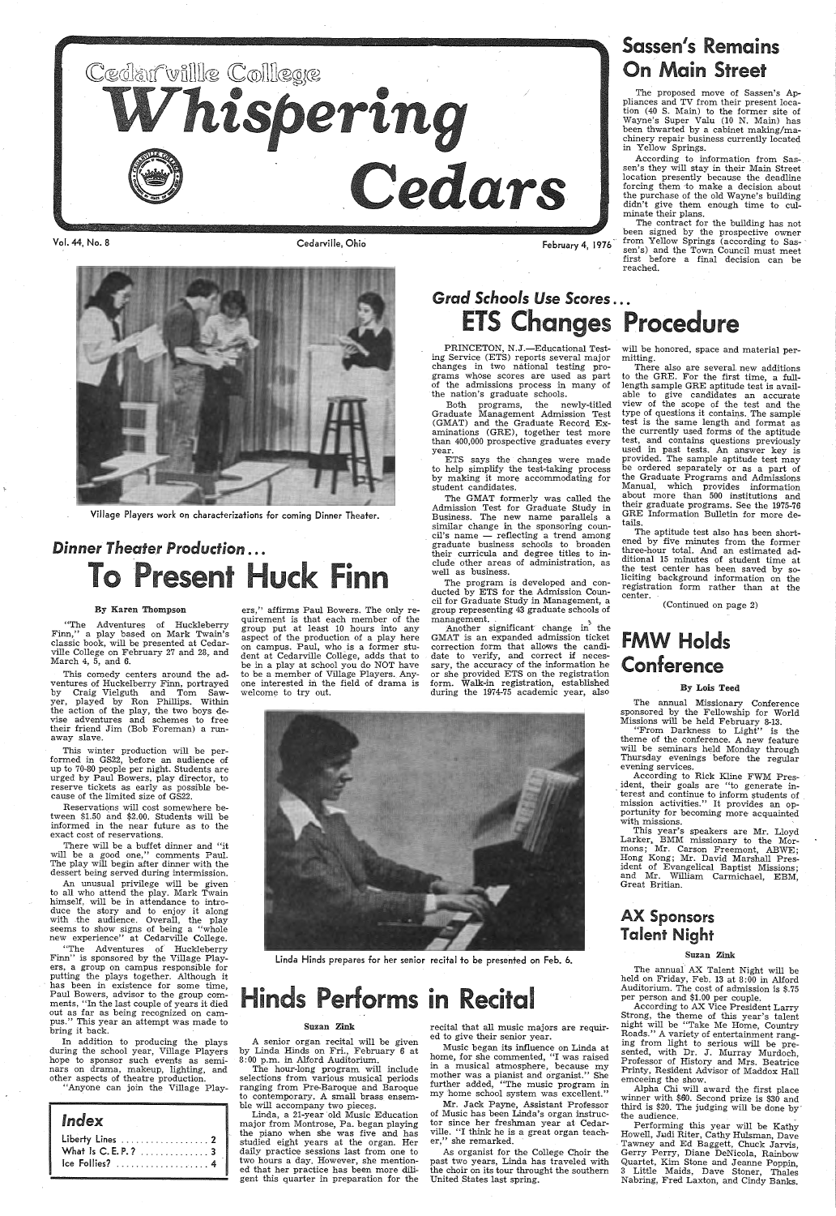# Cedarville College Whispering Cedars

Vol. 44, No. 8 — Cedarville, Ohio — February 4, 1976

Village Players work on characterizations for coming Dinner Theater.

## *Dinner Theater Production...*

# To Present Huck Finn

By Karen Thompson

"The Adventures of Huckleberry Finn," a play based on Mark Twain's classic book, will be presented at Cedarville College on February 27 and 28, and March 4, 5, and 6.

This comedy centers around the adventures of Huckelberry Finn, portrayed by Craig Vielguth and Tom Sawyer, played by Ron Phillips. Within the action of the play, the two boys devise adventures and schemes to free their friend Jim (Bob Foreman) a runaway slave.

This winter production will be performed in GS22, before an audience of up to 70-80 people per night. Students are urged by Paul Bowers, play director, to reserve tickets as early as possible because of the limited size of GS22.

Reservations will cost somewhere between $1.50 and $2.00. Students will be informed in the near future as to the exact cost of reservations.

There will be a buffet dinner and "it will be a good one," comments Paul. The play will begin after dinner with the dessert being served during intermission.

An unusual privilege will be given to all who attend the play. Mark Twain himself, will be in attendance to introduce the story and to enjoy it along with the audience. Overall, the play seems to show signs of being a "whole new experience" at Cedarville College.

"The Adventures of Huckleberry Finn" is sponsored by the Village Players, a group on campus responsible for putting the plays together. Although it has been in existence for some time, Paul Bowers, advisor to the group comments, "In the last couple of years it died out as far as being recognized on campus." This year an attempt was made to bring it back.

In addition to producing the plays during the school year, Village Players hope to sponsor such events as seminars on drama, makeup, lighting, and other aspects of theatre production.

"Anyone can join the Village Players," affirms Paul Bowers. The only requirement is that each member of the group put at least 10 hours into any aspect of the production of a play here on campus. Paul, who is a former student at Cedarville College, adds that to be in a play at school you do NOT have to be a member of Village Players. Anyone interested in the field of drama is welcome to try out.

**Index**

| | |
|---|---|
| Liberty Lines | 2 |
| What Is C. E. P.? | 3 |
| Ice Follies? | 4 |

## Sassen's Remains On Main Street

The proposed move of Sassen's Appliances and TV from their present location (40 S. Main) to the former site of Wayne's Super Valu (10 N. Main) has been thwarted by a cabinet making/machinery repair business currently located in Yellow Springs.

According to information from Sassen's they will stay in their Main Street location presently because the deadline forcing them to make a decision about the purchase of the old Wayne's building didn't give them enough time to culminate their plans.

The contract for the building has not been signed by the prospective owner from Yellow Springs (according to Sassen's) and the Town Council must meet first before a final decision can be reached.

## *Grad Schools Use Scores...*

# ETS Changes Procedure

PRINCETON, N.J.—Educational Testing Service (ETS) reports several major changes in two national testing programs whose scores are used as part of the admissions process in many of the nation's graduate schools.

Both programs, the newly-titled Graduate Management Admission Test (GMAT) and the Graduate Record Examinations (GRE), together test more than 400,000 prospective graduates every year.

ETS says the changes were made to help simplify the test-taking process by making it more accommodating for student candidates.

The GMAT formerly was called the Admission Test for Graduate Study in Business. The new name parallels a similar change in the sponsoring council's name — reflecting a trend among graduate business schools to broaden their curricula and degree titles to include other areas of administration, as well as business.

The program is developed and conducted by ETS for the Admission Council for Graduate Study in Management, a group representing 43 graduate schools of management.

Another significant change in the GMAT is an expanded admission ticket correction form that allows the candidate to verify, and correct if necessary, the accuracy of the information he or she provided ETS on the registration form. Walk-in registration, established during the 1974-75 academic year, also will be honored, space and material permitting.

There also are several new additions to the GRE. For the first time, a full-length sample GRE aptitude test is available to give candidates an accurate view of the scope of the test and the type of questions it contains. The sample test is the same length and format as the currently used forms of the aptitude test, and contains questions previously used in past tests. An answer key is provided. The sample aptitude test may be ordered separately or as a part of the Graduate Programs and Admissions Manual, which provides information about more than 500 institutions and their graduate programs. See the 1975-76 GRE Information Bulletin for more details.

The aptitude test also has been shortened by five minutes from the former three-hour total. And an estimated additional 15 minutes of student time at the test center has been saved by soliciting background information on the registration form rather than at the center.

(Continued on page 2)

Linda Hinds prepares for her senior recital to be presented on Feb. 6.

# Hinds Performs in Recital

Suzan Zink

A senior organ recital will be given by Linda Hinds on Fri., February 6 at 8:00 p.m. in Alford Auditorium.

The hour-long program will include selections from various musical periods ranging from Pre-Baroque and Baroque to contemporary. A small brass ensemble will accompany two pieces.

Linda, a 21-year old Music Education major from Montrose, Pa. began playing the piano when she was five and has studied eight years at the organ. Her daily practice sessions last from one to two hours a day. However, she mentioned that her practice has been more diligent this quarter in preparation for the recital that all music majors are required to give their senior year.

Music began its influence on Linda at home, for she commented, "I was raised in a musical atmosphere, because my mother was a pianist and organist." She further added, "The music program in my home school system was excellent."

Mr. Jack Payne, Assistant Professor of Music has been Linda's organ instructor since her freshman year at Cedarville. "I think he is a great organ teacher," she remarked.

As organist for the College Choir the past two years, Linda has traveled with the choir on its tour throught the southern United States last spring.

# FMW Holds Conference

By Lois Teed

The annual Missionary Conference sponsored by the Fellowship for World Missions will be held February 8-13.

"From Darkness to Light" is the theme of the conference. A new feature will be seminars held Monday through Thursday evenings before the regular evening services.

According to Rick Kline FWM President, their goals are "to generate interest and continue to inform students of mission activities." It provides an opportunity for becoming more acquainted with missions.

This year's speakers are Mr. Lloyd Larker, BMM missionary to the Mormons; Mr. Carson Freemont, ABWE; Hong Kong; Mr. David Marshall President of Evangelical Baptist Missions; and Mr. William Carmichael, EBM, Great Britian.

# AX Sponsors Talent Night

Suzan Zink

The annual AX Talent Night will be held on Friday, Feb. 13 at 8:00 in Alford Auditorium. The cost of admission is $.75 per person and $1.00 per couple.

According to AX Vice President Larry Strong, the theme of this year's talent night will be "Take Me Home, Country Roads." A variety of entertainment ranging from light to serious will be presented, with Dr. J. Murray Murdoch, Professor of History and Mrs. Beatrice Printy, Resident Advisor of Maddox Hall emceeing the show.

Alpha Chi will award the first place winner with $60. Second prize is $30 and third is $20. The judging will be done by the audience.

Performing this year will be Kathy Howell, Judi Riter, Cathy Hulsman, Dave Tawney and Ed Baggett, Chuck Jarvis, Gerry Perry, Diane DeNicola, Rainbow Quartet, Kim Stone and Jeanne Poppin, 3 Little Maids, Dave Stoner, Thales Nabring, Fred Laxton, and Cindy Banks.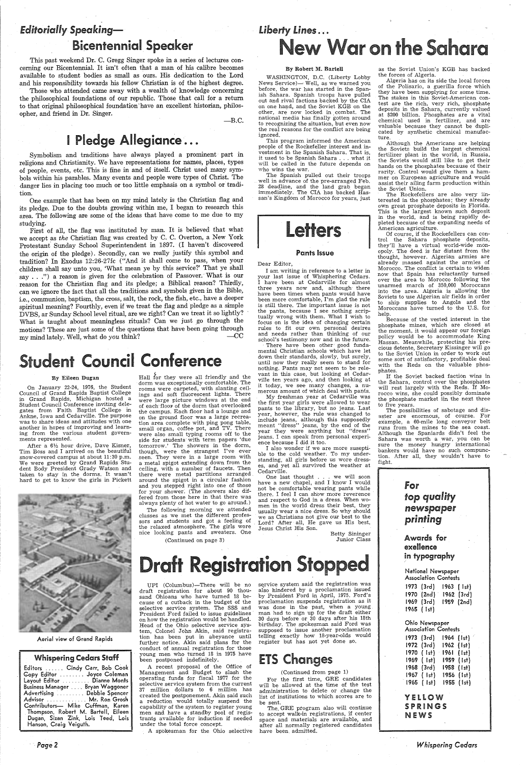## Editorially Speaking—

# Bicentennial Speaker

This past weekend Dr. C. Gregg Singer spoke in a series of lectures concerning our Bicentennial. It isn't often that a man of his calibre becomes available to student bodies as small as ours. His dedication to the Lord and his responsibility towards his fellow Christian is of the highest degree.

Those who attended came away with a wealth of knowledge concerning the philosophical foundations of our republic. Those that call for a return to that original philosophical foundation have an excellent historian, philosopher, and friend in Dr. Singer.

—B.C.

# I Pledge Allegiance...

Symbolism and traditions have always played a prominent part in religions and Christianity. We have representations for names, places, types of people, events, etc. This is fine in and of itself. Christ used many symbols within his parables. Many events and people were types of Christ. The danger lies in placing too much or too little emphasis on a symbol or tradition.

One example that has been on my mind lately is the Christian flag and its pledge. Due to the doubts growing within me, I began to research this area. The following are some of the ideas that have come to me due to my studying.

First of all, the flag was instituted by man. It is believed that what we accept as *the* Christian flag was created by C. C. Overton, a New York Protestant Sunday School Superintendent in 1897. (I haven't discovered the origin of the pledge). Secondly, can we really justify this symbol and tradition? In Exodus 12:26-27fc ("And it shall come to pass, when your children shall say unto you, 'What mean ye by this service?' That ye shall say . . .") a reason is given for the celebration of Passover. What is our reason for the Christian flag and its pledge; a Biblical reason? Thirdly, can we ignore the fact that all the traditions and symbols given in the Bible, i.e., communion, baptism, the cross, salt, the rock, the fish, etc., have a deeper spiritual meaning? Fourthly, even if we treat the flag and pledge as a simple DVBS, ar Sunday School level ritual, are we right? Can we treat it so lightly? What is taught about meaningless rituals? Can we just go through the motions? These are just some of the questions that have been going through my mind lately. Well, what do *you* think?

—CC

# Student Council Conference

**By Eileen Dugan**

On January 22-24, 1976, the Student Council of Grand Rapids Baptist College in Grand Rapids, Michigan hosted a Student Council Conference inviting delegates from Faith Baptist College in Ankne, Iowa and Cedarville. The purpose was to share ideas and attitudes with one another in hopes of improving and learning from the various student governments represented.

After a 6½ hour drive, Dave Kisner, Tim Boss and I arrived on the beautiful snow-covered campus at about 11:30 p.m. We were greeted by Grand Rapids Student Body President Grady Watson and taken to stay in the dorms. It wasn't hard to get to know the girls in Pickett Hall for they were all friendly and the dorm was exceptionally comfortable. The rooms were carpeted, with slanting ceilings and soft fluorescent lights. There were large picture windows at the end of each floor of the dorm that overlooked the campus. Each floor had a lounge and on the ground floor was a large recreation area complete with ping pong table, small organ, coffee pot, and TV. There were also small typing rooms off to the side for students with term papers 'due tomorrow.' The showers in the dorm, though, were the strangest I've ever seen. They were in a large room with a metal spigot extending down from the ceiling, with a number of faucets. Then there were metal partitions arranged around the spigot in a circular fashion and you stepped right into one of those for your shower. (The showers also differed from those here in that there was always plenty of hot water to go around.)

The following morning we attended classes as we met the different professors and students and got a feeling of the relaxed atmosphere. The girls wore nice looking pants and sweaters. One

(Continued on page 3)

Aerial view of Grand Rapids

### Whispering Cedars Staff

Editors ...... Cindy Carr, Bob Cook
Copy Editor ........ Joyce Coleman
Layout Editor ......... Dianne Monts
Business Manager .... Bryan Waggoner
Advertising ......... Debbie Spencer
Advisor ............. Mr. Ron Grosh
Contributors— Mike Cuffman, Karen Thompson, Robert M. Bartell, Eileen Dugan, Sizan Zink, Lois Teed, Lois Hanson, Craig Veiguth.

## Liberty Lines...

# New War on the Sahara

**By Robert M. Bartell**

WASHINGTON, D.C. (Liberty Lobby News Service)— Well, as we warned you before, the war has started in the Spanish Sahara. Spanish troops have pulled out and rival factions backed by the CIA on one hand, and the Soviet KGB on the other, are now locked in combat. The national media has finally gotten around to recognizing the situation, but even now the real reasons for the conflict are being ignored.

This program informed the American people of the Rockefeller interest and investment in the Spanish Sahara. That is, it used to be Spanish Sahara . . . what it will be called in the future depends on who wins the war.

The Spanish pulled out their troops well in advance of the pre-arranged Feb. 28 deadline, and the land grab began immediately. The CIA has backed Hassan's Kingdom of Morocco for years, just as the Soviet Union's KGB has backed the forces of Algeria.

Algeria has on its side the local forces of the Polisario, a guerilla force which they have been supplying for some time. The stakes in this Soviet-American contest are the rich, very rich, phosphate deposits in the Sahara, currently valued at $200 billion. Phosphates are a vital chemical used in fertilizer, and are valuable because they cannot be duplicated by synthetic chemical manufacture.

Although the Americans are helping the Soviets build the largest chemical fertilizer plant in the world, in Russia, the Soviets would still like to get their hands on the phosphates because of their rarity. Control would give them a hammer on European agriculture and would assist their ailing farm production within the Soviet Union.

The Rockefellers are also very interested in the phosphates; they already own great phosphate deposits in Florida. This is the largest known such deposit in the world, and is being rapidly depleted because of the expanding needs of American agriculture.

Of course, if the Rockefellers can control the Sahara phosphate deposits, they'll have a virtual world-wide monopoly. The deed is far distant from the thought, however. Algerian armies are already massed against the armies of Morocco. The conflict is certain to widen now that Spain has reluctantly turned over the area to Morocco following the unarmed march of 350,000 Moroccans into the area. Algeria is allowing the Soviets to use Algerian air fields in order to ship supplies to Angola and the Moroccans have turned to the U.S. for help.

Because of the vested interest in the phosphate mines, which are closed at the moment, it would appear our foreign policy would be to accommodate King Hassan. Meanwhile, protecting his precious detente, Secretary Kissinger will go to the Soviet Union in order to work out some sort of satisfactory, profitable deal with the Reds on the valuable phosphates.

If the Soviet backed faction wins in the Sahara, control over the phosphates will rest largely with the Reds. If Morocco wins, she could possibly dominate the phosphate market in the next three to five years.

The possibilities of sabotage and disaster are enormous, of course. For example, a 60-mile long conveyor belt runs from the mines to the sea coast. Although the Spaniards didn't feel the Sahara was worth a war, you can be sure the money hungry international bankers would have no such compunction. After all, they wouldn't have to fight.

# Letters

### Pants Issue

Dear Editor,

I am writing in reference to a letter in your last issue of Whispering Cedars. I have been at Cedarville for almost three years now and, although there have been times when pants would have been more comfortable, I'm glad the rule is still there. The important issue is not the pants, because I see nothing scripturally wrong with them. What I wish to focus on is the idea of changing certain rules to fit our own personal desires and needs rather than thinking of our school's testimony now and in the future.

There have been other good fundamental Christian schools which have let down their standards, slowly, but surely, until now they really seem to stand for nothing. Pants may not seem to be relevant in this case, but looking at Cedarville ten years ago, and then looking at it today, we see many changes, a numerous amount of which deal with pants.

My freshman year at Cedarville was the first year girls were allowed to wear pants to the library, but no jeans. Last year, however, the rule was changed to include jeans, although this supposedly meant "dress" jeans, by the end of the year they were anything but "dress" jeans. I can speak from personal experience because I did it too.

I also wonder if we are more susceptible to the cold weather. To my understanding, all girls before us wore dresses, and yet all survived the weather at Cedarville.

One last thought . . . we will soon have a new chapel, and I know I would not be comfortable wearing pants while there. I feel I can show more reverence and respect to God in a dress. When women in the world dress their best, they usually wear a nice dress. So why should we as Christians not give our best to the Lord? After all, He gave us His best, Jesus Christ His Son.

Betty Sininger
Junior Class

# Draft Registration Stopped

UPI (Columbus)—There will be no draft registration for about 90 thousand Ohioans who have turned 18 because of a cutback in the budget of the selective service system. The SSS and President Ford failed to issue guidelines on how the registration would be handled. Head of the Ohio selective service system, Colonel John Akin, said registration has been put in abeyance until further notice. Akin said plans for the conduct of annual registration for those young men who turned 18 in 1975 have been postponed indefinitely.

A recent proposal of the Office of Management and Budget to slash the operating funds for fiscal 1977 for the selective service system from the current 37 million dollars to 6 million has created the postponement. Akin said such a reduction would totally suspend the capability of the system to register young men and have a standby pool of registrants available for induction if needed under the total force concept.

A spokesman for the Ohio selective service system said the registration was also hindered by a proclamation issued by President Ford in April, 1975. Ford's proclamation suspends registration as it was done in the past, when a young man had to sign up for the draft either 30 days before or 30 days after his 18th birthday. The spokesman said Ford was supposed to issue another proclamation telling exactly how 18-year-olds would register but has not yet done so.

# ETS Changes

(Continued from page 1)

For the first time, GRE candidates will be allowed at the time of the test administration to delete or change the list of institutions to which scores are to be sent.

The GRE program also will continue to accept walk-in registrations, if center space and materials are available, and after all normally registered candidates have been admitted.

**For top quality newspaper printing**

**Awards for exellence in typography**

**National Newspaper Association Contests**

1973 (3rd) 1963 (1st)
1970 (2nd) 1962 (3rd)
1969 (3rd) 1959 (2nd)
1965 (1st)

**Ohio Newspaper Association Contests**

1973 (3rd) 1964 (1st)
1972 (3rd) 1962 (1st)
1970 (1st) 1961 (1st)
1969 (1st) 1959 (1st)
1968 (3rd) 1958 (1st)
1967 (1st) 1956 (1st)
1965 (1st) 1955 (1st)

**YELLOW SPRINGS NEWS**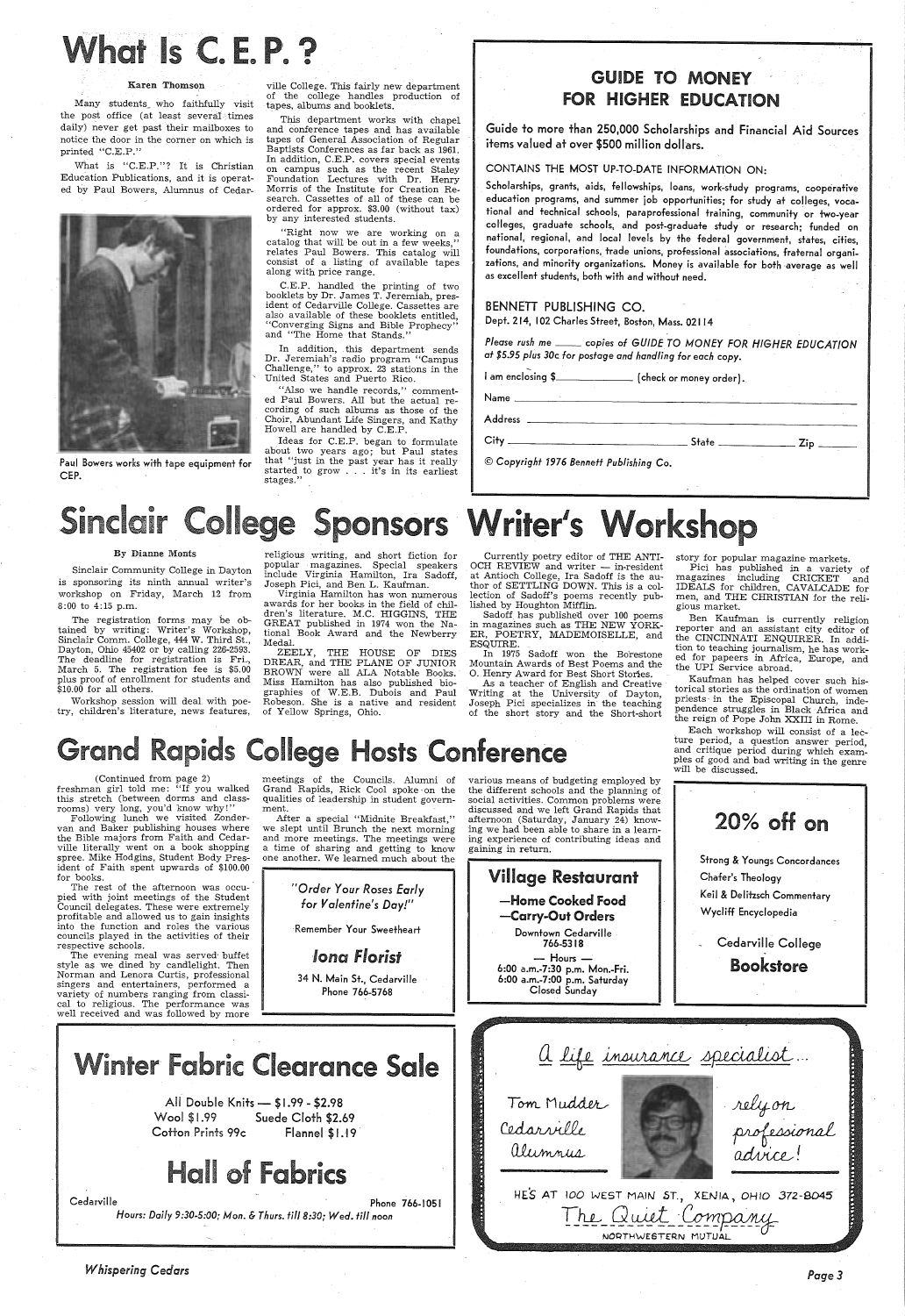# What Is C. E. P. ?

**Karen Thomson**

Many students who faithfully visit the post office (at least several times daily) never get past their mailboxes to notice the door in the corner on which is printed "C.E.P."

What is "C.E.P."? It is Christian Education Publications, and it is operated by Paul Bowers, Alumnus of Cedarville College. This fairly new department of the college handles production of tapes, albums and booklets.

Paul Bowers works with tape equipment for CEP.

This department works with chapel and conference tapes and has available tapes of General Association of Regular Baptists Conferences as far back as 1961. In addition, C.E.P. covers special events on campus such as the recent Staley Foundation Lectures with Dr. Henry Morris of the Institute for Creation Research. Cassettes of all of these can be ordered for approx. $3.00 (without tax) by any interested students.

"Right now we are working on a catalog that will be out in a few weeks," relates Paul Bowers. This catalog will consist of a listing of available tapes along with price range.

C.E.P. handled the printing of two booklets by Dr. James T. Jeremiah, president of Cedarville College. Cassettes are also available of these booklets entitled, "Converging Signs and Bible Prophecy" and "The Home that Stands."

In addition, this department sends Dr. Jeremiah's radio program "Campus Challenge," to approx. 23 stations in the United States and Puerto Rico.

"Also we handle records," commented Paul Bowers. All but the actual recording of such albums as those of the Choir, Abundant Life Singers, and Kathy Howell are handled by C.E.P.

Ideas for C.E.P. began to formulate about two years ago; but Paul states that "just in the past year has it really started to grow . . . it's in its earliest stages."

## GUIDE TO MONEY FOR HIGHER EDUCATION

Guide to more than 250,000 Scholarships and Financial Aid Sources items valued at over $500 million dollars.

CONTAINS THE MOST UP-TO-DATE INFORMATION ON:

Scholarships, grants, aids, fellowships, loans, work-study programs, cooperative education programs, and summer job opportunities; for study at colleges, vocational and technical schools, paraprofessional training, community or two-year colleges, graduate schools, and post-graduate study or research; funded on national, regional, and local levels by the federal government, states, cities, foundations, corporations, trade unions, professional associations, fraternal organizations, and minority organizations. Money is available for both average as well as excellent students, both with and without need.

BENNETT PUBLISHING CO.
Dept. 214, 102 Charles Street, Boston, Mass. 02114

*Please rush me ____ copies of GUIDE TO MONEY FOR HIGHER EDUCATION at $5.95 plus 30c for postage and handling for each copy.*

I am enclosing $____________ (check or money order).

Name ____________________

Address ____________________

City ____________ State ________ Zip ______

*© Copyright 1976 Bennett Publishing Co.*

# Sinclair College Sponsors Writer's Workshop

**By Dianne Monts**

Sinclair Community College in Dayton is sponsoring its ninth annual writer's workshop on Friday, March 12 from 8:00 to 4:15 p.m.

The registration forms may be obtained by writing: Writer's Workshop, Sinclair Comm. College, 444 W. Third St., Dayton, Ohio 45402 or by calling 226-2593. The deadline for registration is Fri., March 5. The registration fee is $5.00 plus proof of enrollment for students and $10.00 for all others.

Workshop session will deal with poetry, children's literature, news features, religious writing, and short fiction for popular magazines. Special speakers include Virginia Hamilton, Ira Sadoff, Joseph Pici, and Ben L. Kaufman.

Virginia Hamilton has won numerous awards for her books in the field of children's literature. M.C. HIGGINS, THE GREAT published in 1974 won the National Book Award and the Newberry Medal.

ZEELY, THE HOUSE OF DIES DREAR, and THE PLANE OF JUNIOR BROWN were all ALA Notable Books. Miss Hamilton has also published biographies of W.E.B. Dubois and Paul Robeson. She is a native and resident of Yellow Springs, Ohio.

Currently poetry editor of THE ANTIOCH REVIEW and writer — in-resident at Antioch College, Ira Sadoff is the author of SETTLING DOWN. This is a collection of Sadoff's poems recently published by Houghton Mifflin.

Sadoff has published over 100 poems in magazines such as THE NEW YORKER, POETRY, MADEMOISELLE, and ESQUIRE.

In 1975 Sadoff won the Borestone Mountain Awards of Best Poems and the O. Henry Award for Best Short Stories.

As a teacher of English and Creative Writing at the University of Dayton, Joseph Pici specializes in the teaching of the short story and the Short-short story for popular magazine markets.

Pici has published in a variety of magazines including CRICKET and IDEALS for children, CAVALCADE for men, and THE CHRISTIAN for the religious market.

Ben Kaufman is currently religion reporter and an assistant city editor of the CINCINNATI ENQUIRER. In addition to teaching journalism, he has worked for papeers in Africa, Europe, and the UPI Service abroad.

Kaufman has helped cover such historical stories as the ordination of women priests in the Episcopal Church, independence struggles in Black Africa and the reign of Pope John XXIII in Rome.

Each workshop will consist of a lecture period, a question answer period, and critique period during which examples of good and bad writing in the genre will be discussed.

# Grand Rapids College Hosts Conference

(Continued from page 2)

freshman girl told me: "If you walked this stretch (between dorms and classrooms) very long, you'd know why!"

Following lunch we visited Zondervan and Baker publishing houses where the Bible majors from Faith and Cedarville literally went on a book shopping spree. Mike Hodgins, Student Body President of Faith spent upwards of $100.00 for books.

The rest of the afternoon was occupied with joint meetings of the Student Council delegates. These were extremely profitable and allowed us to gain insights into the function and roles the various councils played in the activities of their respective schools.

The evening meal was served buffet style as we dined by candlelight. Then Norman and Lenora Curtis, professional singers and entertainers, performed a variety of numbers ranging from classical to religious. The performance was well received and was followed by more meetings of the Councils. Alumni of Grand Rapids, Rick Cool spoke on the qualities of leadership in student government.

After a special "Midnite Breakfast," we slept until Brunch the next morning and more meetings. The meetings were a time of sharing and getting to know one another. We learned much about the various means of budgeting employed by the different schools and the planning of social activities. Common problems were discussed and we left Grand Rapids that afternoon (Saturday, January 24) knowing we had been able to share in a learning experience of contributing ideas and gaining in return.

*"Order Your Roses Early for Valentine's Day!"*

Remember Your Sweetheart

***Iona Florist***

34 N. Main St., Cedarville
Phone 766-5768

## Village Restaurant

**—Home Cooked Food**
**—Carry-Out Orders**

Downtown Cedarville
766-5318

— Hours —
6:00 a.m.-7:30 p.m. Mon.-Fri.
6:00 a.m.-7:00 p.m. Saturday
Closed Sunday

## 20% off on

Strong & Youngs Concordances
Chafer's Theology
Keil & Delitzsch Commentary
Wycliff Encyclopedia

Cedarville College
**Bookstore**

# Winter Fabric Clearance Sale

All Double Knits — $1.99 - $2.98
Wool $1.99 Suede Cloth $2.69
Cotton Prints 99c Flannel $1.19

# Hall of Fabrics

Cedarville Phone 766-1051
*Hours: Daily 9:30-5:00; Mon. & Thurs. till 8:30; Wed. till noon*

*a life insurance specialist...*

Tom Mudder
Cedarville
Alumnus

rely on professional advice!

HE'S AT 100 WEST MAIN ST., XENIA, OHIO 372-8045

The Quiet Company
NORTHWESTERN MUTUAL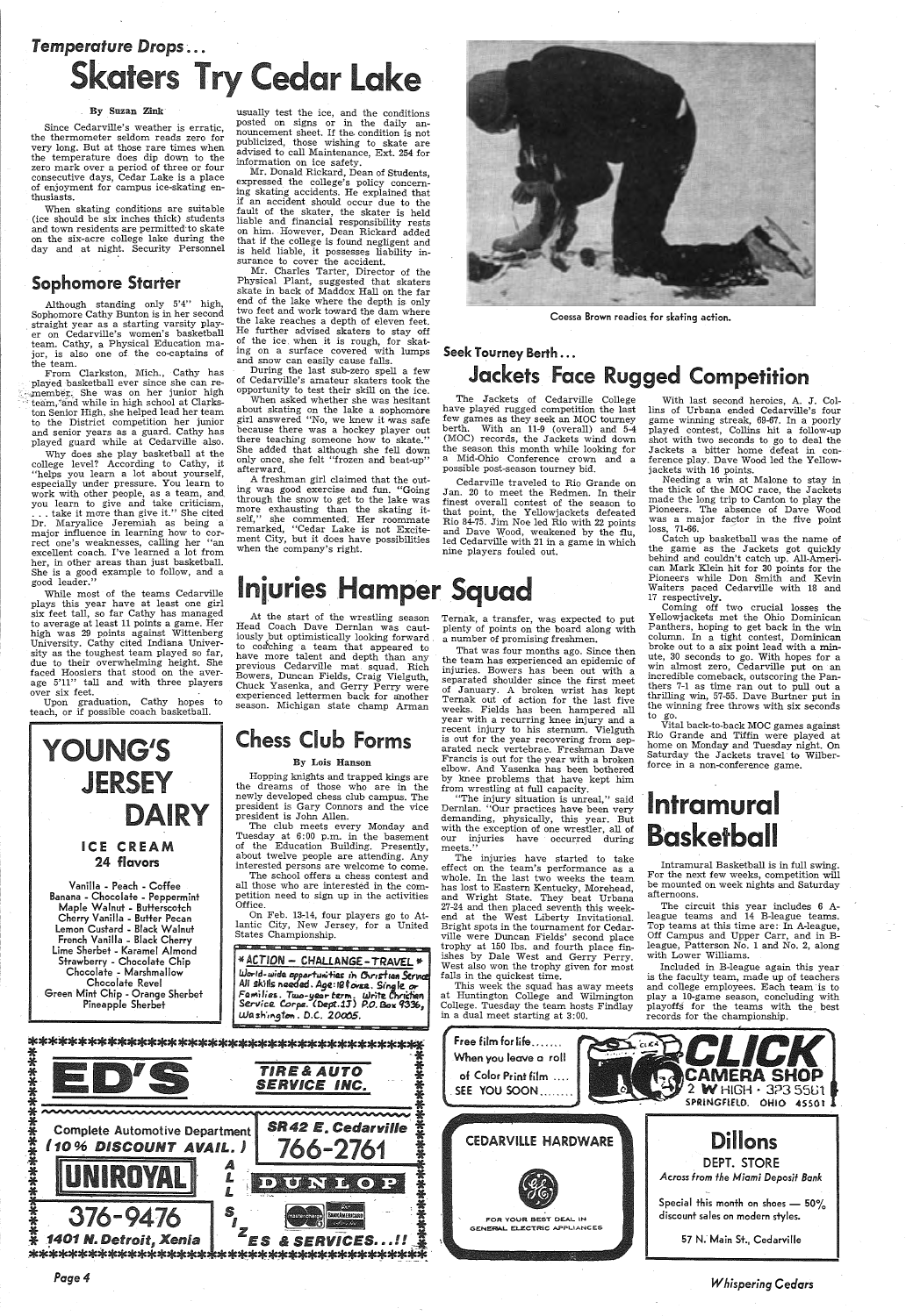*Temperature Drops...*

# Skaters Try Cedar Lake

By Suzan Zink

Since Cedarville's weather is erratic, the thermometer seldom reads zero for very long. But at those rare times when the temperature does dip down to the zero mark over a period of three or four consecutive days, Cedar Lake is a place of enjoyment for campus ice-skating enthusiasts.

When skating conditions are suitable (ice should be six inches thick) students and town residents are permitted to skate on the six-acre college lake during the day and at night. Security Personnel usually test the ice, and the conditions posted on signs or in the daily announcement sheet. If the condition is not publicized, those wishing to skate are advised to call Maintenance, Ext. 254 for information on ice safety.

Mr. Donald Rickard, Dean of Students, expressed the college's policy concerning skating accidents. He explained that if an accident should occur due to the fault of the skater, the skater is held liable and financial responsibility rests on him. However, Dean Rickard added that if the college is found negligent and is held liable, it possesses liability insurance to cover the accident.

Mr. Charles Tarter, Director of the Physical Plant, suggested that skaters skate in back of Maddox Hall on the far end of the lake where the depth is only two feet and work toward the dam where the lake reaches a depth of eleven feet. He further advised skaters to stay off of the ice when it is rough, for skating on a surface covered with lumps and snow can easily cause falls.

During the last sub-zero spell a few of Cedarville's amateur skaters took the opportunity to test their skill on the ice.

When asked whether she was hesitant about skating on the lake a sophomore girl answered "No, we knew it was safe because there was a hockey player out there teaching someone how to skate." She added that although she fell down only once, she felt "frozen and beat-up" afterward.

A freshman girl claimed that the outing was good exercise and fun. "Going through the snow to get to the lake was more exhausting than the skating itself," she commented. Her roommate remarked, "Cedar Lake is not Excitement City, but it does have possibilities when the company's right."

Coessa Brown readies for skating action.

## Sophomore Starter

Although standing only 5'4" high, Sophomore Cathy Bunton is in her second straight year as a starting varsity player on Cedarville's women's basketball team. Cathy, a Physical Education major, is also one of the co-captains of the team.

From Clarkston, Mich., Cathy has played basketball ever since she can remember. She was on her junior high team, and while in high school at Clarkston Senior High, she helped lead her team to the District competition her junior and senior years as a guard. Cathy has played guard while at Cedarville also.

Why does she play basketball at the college level? According to Cathy, it "helps you learn a lot about yourself, especially under pressure. You learn to work with other people, as a team, and you learn to give and take criticism, . . . take it more than give it." She cited Dr. Maryalice Jeremiah as being a major influence in learning how to correct one's weaknesses, calling her "an excellent coach. I've learned a lot from her, in other areas than just basketball. She is a good example to follow, and a good leader."

While most of the teams Cedarville plays this year have at least one girl six feet tall, so far Cathy has managed to average at least 11 points a game. Her high was 29 points against Wittenberg University. Cathy cited Indiana University as the toughest team played so far, due to their overwhelming height. She faced Hoosiers that stood on the average 5'11" tall and with three players over six feet.

Upon graduation, Cathy hopes to teach, or if possible coach basketball.

*Seek Tourney Berth...*

# Jackets Face Rugged Competition

The Jackets of Cedarville College have played rugged competition the last few games as they seek an MOC tourney berth. With an 11-9 (overall) and 5-4 (MOC) records, the Jackets wind down the season this month while looking for a Mid-Ohio Conference crown and a possible post-season tourney bid.

Cedarville traveled to Rio Grande on Jan. 20 to meet the Redmen. In their finest overall contest of the season to that point, the Yellowjackets defeated Rio 84-75. Jim Noe led Rio with 22 points and Dave Wood, weakened by the flu, led Cedarville with 21 in a game in which nine players fouled out.

With last second heroics, A. J. Collins of Urbana ended Cedarville's four game winning streak, 69-67. In a poorly played contest, Collins hit a follow-up shot with two seconds to go to deal the Jackets a bitter home defeat in conference play. Dave Wood led the Yellowjackets with 16 points.

Needing a win at Malone to stay in the thick of the MOC race, the Jackets made the long trip to Canton to play the Pioneers. The absence of Dave Wood was a major factor in the five point loss, 71-66.

Catch up basketball was the name of the game as the Jackets got quickly behind and couldn't catch up. All-American Mark Klein hit for 30 points for the Pioneers while Don Smith and Kevin Walters paced Cedarville with 18 and 17 respectively.

Coming off two crucial losses the Yellowjackets met the Ohio Dominican Panthers, hoping to get back in the win column. In a tight contest, Dominican broke out to a six point lead with a minute, 30 seconds to go. With hopes for a win almost zero, Cedarville put on an incredible comeback, outscoring the Panthers 7-1 as time ran out to pull out a thrilling win, 57-55. Dave Burtner put in the winning free throws with six seconds to go.

Vital back-to-back MOC games against Rio Grande and Tiffin were played at home on Monday and Tuesday night. On Saturday the Jackets travel to Wilberforce in a non-conference game.

# Injuries Hamper Squad

At the start of the wrestling season Head Coach Dave Dernlan was cautiously but optimistically looking forward to coaching a team that appeared to have more talent and depth than any previous Cedarville mat squad. Rich Bowers, Duncan Fields, Craig Vielguth, Chuck Yasenka, and Gerry Perry were experienced lettermen back for another season. Michigan state champ Arman Ternak, a transfer, was expected to put plenty of points on the board along with a number of promising freshmen.

That was four months ago. Since then the team has experienced an epidemic of injuries. Bowers has been out with a separated shoulder since the first meet of January. A broken wrist has kept Ternak out of action for the last five weeks. Fields has been hampered all year with a recurring knee injury and a recent injury to his sternum. Vielguth is out for the year recovering from separated neck vertebrae. Freshman Dave Francis is out for the year with a broken elbow. And Yasenka has been bothered by knee problems that have kept him from wrestling at full capacity.

"The injury situation is unreal," said Dernlan. "Our practices have been very demanding, physically, this year. But with the exception of one wrestler, all of our injuries have occurred during meets."

The injuries have started to take effect on the team's performance as a whole. In the last two weeks the team has lost to Eastern Kentucky, Morehead, and Wright State. They beat Urbana 27-24 and then placed seventh this weekend at the West Liberty Invitational. Bright spots in the tournament for Cedarville were Duncan Fields' second place trophy at 150 lbs. and fourth place finishes by Dale West and Gerry Perry. West also won the trophy given for most falls in the quickest time.

This week the squad has away meets at Huntington College and Wilmington College. Tuesday the team hosts Findlay in a dual meet starting at 3:00.

# Chess Club Forms

By Lois Hanson

Hopping knights and trapped kings are the dreams of those who are in the newly developed chess club campus. The president is Gary Connors and the vice president is John Allen.

The club meets every Monday and Tuesday at 6:00 p.m. in the basement of the Education Building. Presently, about twelve people are attending. Any interested persons are welcome to come.

The school offers a chess contest and all those who are interested in the competition need to sign up in the activities Office.

On Feb. 13-14, four players go to Atlantic City, New Jersey, for a United States Championship.

# Intramural Basketball

Intramural Basketball is in full swing. For the next few weeks, competition will be mounted on week nights and Saturday afternoons.

The circuit this year includes 6 A-league teams and 14 B-league teams. Top teams at this time are: In A-league, Off Campus and Upper Carr, and in B-league, Patterson No. 1 and No. 2, along with Lower Williams.

Included in B-league again this year is the faculty team, made up of teachers and college employees. Each team is to play a 10-game season, concluding with playoffs for the teams with the best records for the championship.

---

**YOUNG'S JERSEY DAIRY**

**ICE CREAM**
**24 flavors**

Vanilla - Peach - Coffee
Banana - Chocolate - Peppermint
Maple Walnut - Butterscotch
Cherry Vanilla - Butter Pecan
Lemon Custard - Black Walnut
French Vanilla - Black Cherry
Lime Sherbet - Karamel Almond
Strawberry - Chocolate Chip
Chocolate - Marshmallow
Chocolate Revel
Green Mint Chip - Orange Sherbet
Pineapple Sherbet

---

*ACTION — CHALLANGE - TRAVEL*
World-wide opportunities in Christian Service. All skills needed. Age: 18 & over. Single or Families. Two-year term. Write Christian Service Corps. (Dept. JT) P.O. Box 9336, Washington, D.C. 20005.

---

**ED'S TIRE & AUTO SERVICE INC.**

Complete Automotive Department (10% DISCOUNT AVAIL.)

SR42 E. Cedarville 766-2761

UNIROYAL — DUNLOP

376-9476
1401 N. Detroit, Xenia

ALL SIZES & SERVICES...!!

---

Free film for life....... When you leave a roll of Color Print film .... SEE YOU SOON........

**CLICK CAMERA SHOP**
2 W HIGH · 323 5561
SPRINGFIELD, OHIO 45501

---

**CEDARVILLE HARDWARE**

FOR YOUR BEST DEAL IN GENERAL ELECTRIC APPLIANCES

---

**Dillons**
DEPT. STORE
*Across from the Miami Deposit Bank*

Special this month on shoes — 50% discount sales on modern styles.

57 N. Main St., Cedarville